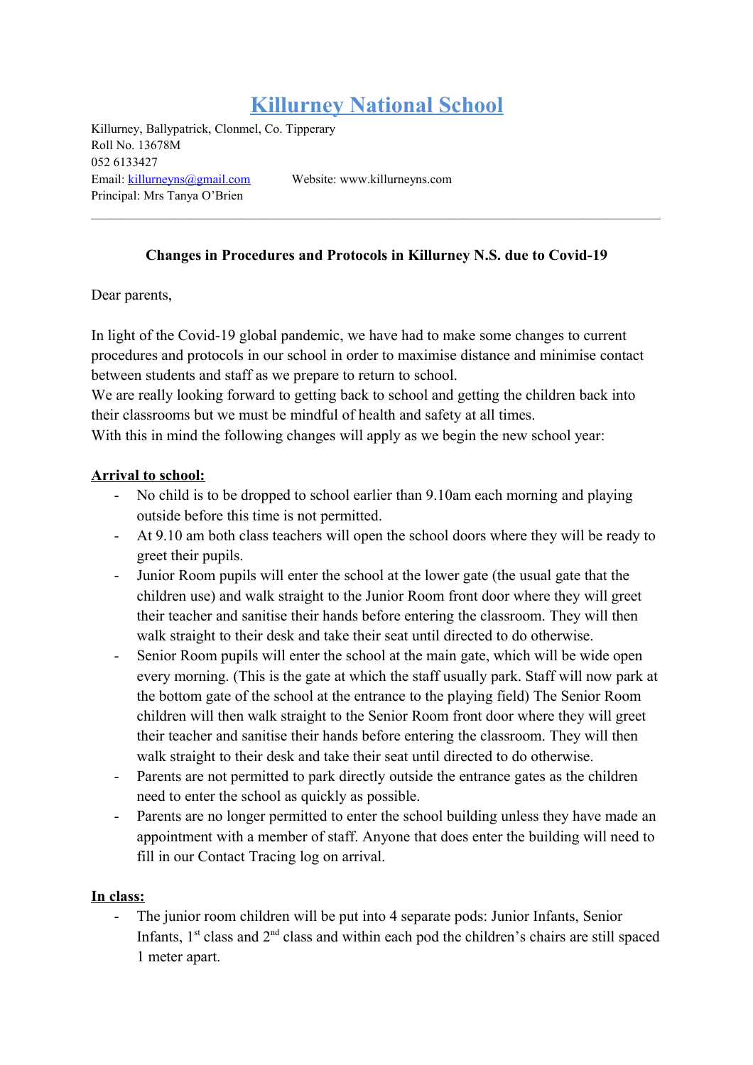# Killurney National School

Killurney, Ballypatrick, Clonmel, Co. Tipperary
Roll No. 13678M
052 6133427
Email: killurneyns@gmail.com Website: www.killurneyns.com
Principal: Mrs Tanya O'Brien

---

**Changes in Procedures and Protocols in Killurney N.S. due to Covid-19**

Dear parents,

In light of the Covid-19 global pandemic, we have had to make some changes to current procedures and protocols in our school in order to maximise distance and minimise contact between students and staff as we prepare to return to school.
We are really looking forward to getting back to school and getting the children back into their classrooms but we must be mindful of health and safety at all times.
With this in mind the following changes will apply as we begin the new school year:

**Arrival to school:**

- No child is to be dropped to school earlier than 9.10am each morning and playing outside before this time is not permitted.
- At 9.10 am both class teachers will open the school doors where they will be ready to greet their pupils.
- Junior Room pupils will enter the school at the lower gate (the usual gate that the children use) and walk straight to the Junior Room front door where they will greet their teacher and sanitise their hands before entering the classroom. They will then walk straight to their desk and take their seat until directed to do otherwise.
- Senior Room pupils will enter the school at the main gate, which will be wide open every morning. (This is the gate at which the staff usually park. Staff will now park at the bottom gate of the school at the entrance to the playing field) The Senior Room children will then walk straight to the Senior Room front door where they will greet their teacher and sanitise their hands before entering the classroom. They will then walk straight to their desk and take their seat until directed to do otherwise.
- Parents are not permitted to park directly outside the entrance gates as the children need to enter the school as quickly as possible.
- Parents are no longer permitted to enter the school building unless they have made an appointment with a member of staff. Anyone that does enter the building will need to fill in our Contact Tracing log on arrival.

**In class:**

- The junior room children will be put into 4 separate pods: Junior Infants, Senior Infants, 1st class and 2nd class and within each pod the children's chairs are still spaced 1 meter apart.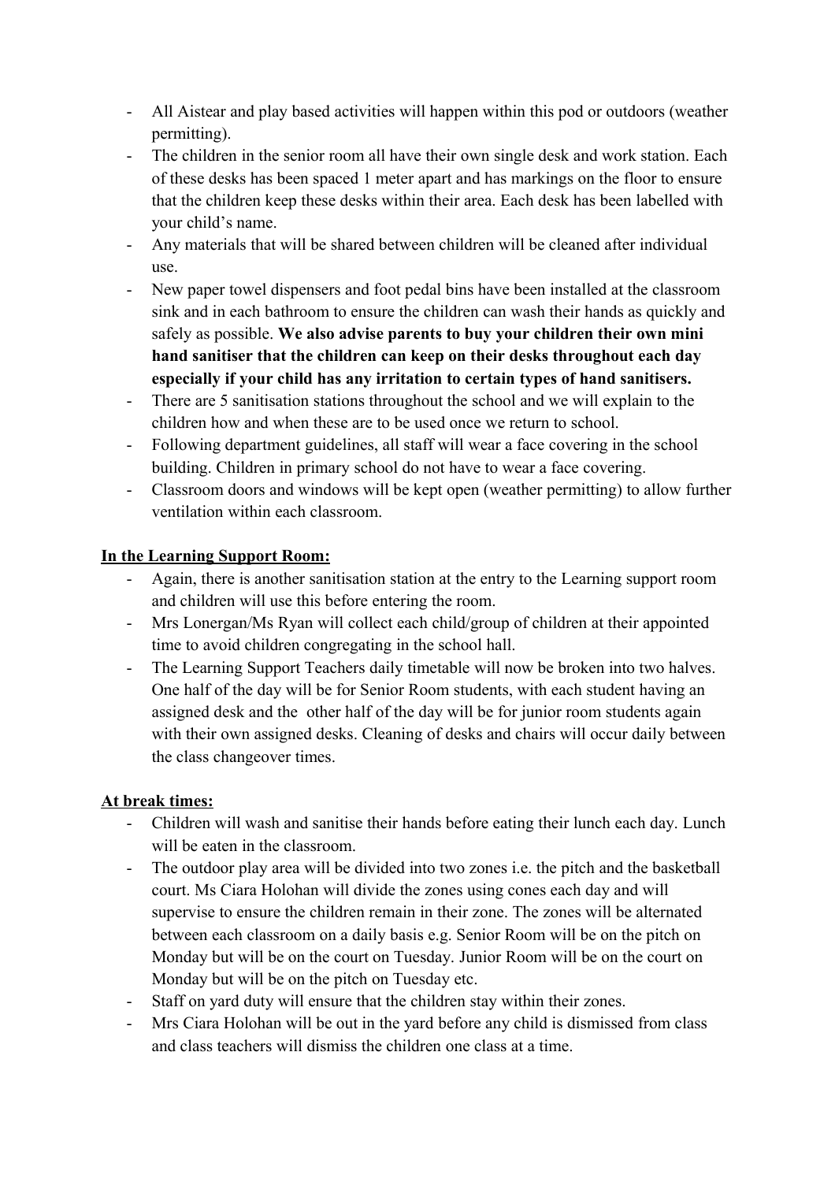- All Aistear and play based activities will happen within this pod or outdoors (weather permitting).
- The children in the senior room all have their own single desk and work station. Each of these desks has been spaced 1 meter apart and has markings on the floor to ensure that the children keep these desks within their area. Each desk has been labelled with your child's name.
- Any materials that will be shared between children will be cleaned after individual use.
- New paper towel dispensers and foot pedal bins have been installed at the classroom sink and in each bathroom to ensure the children can wash their hands as quickly and safely as possible. **We also advise parents to buy your children their own mini hand sanitiser that the children can keep on their desks throughout each day especially if your child has any irritation to certain types of hand sanitisers.**
- There are 5 sanitisation stations throughout the school and we will explain to the children how and when these are to be used once we return to school.
- Following department guidelines, all staff will wear a face covering in the school building. Children in primary school do not have to wear a face covering.
- Classroom doors and windows will be kept open (weather permitting) to allow further ventilation within each classroom.

**<u>In the Learning Support Room:</u>**

- Again, there is another sanitisation station at the entry to the Learning support room and children will use this before entering the room.
- Mrs Lonergan/Ms Ryan will collect each child/group of children at their appointed time to avoid children congregating in the school hall.
- The Learning Support Teachers daily timetable will now be broken into two halves. One half of the day will be for Senior Room students, with each student having an assigned desk and the other half of the day will be for junior room students again with their own assigned desks. Cleaning of desks and chairs will occur daily between the class changeover times.

**<u>At break times:</u>**

- Children will wash and sanitise their hands before eating their lunch each day. Lunch will be eaten in the classroom.
- The outdoor play area will be divided into two zones i.e. the pitch and the basketball court. Ms Ciara Holohan will divide the zones using cones each day and will supervise to ensure the children remain in their zone. The zones will be alternated between each classroom on a daily basis e.g. Senior Room will be on the pitch on Monday but will be on the court on Tuesday. Junior Room will be on the court on Monday but will be on the pitch on Tuesday etc.
- Staff on yard duty will ensure that the children stay within their zones.
- Mrs Ciara Holohan will be out in the yard before any child is dismissed from class and class teachers will dismiss the children one class at a time.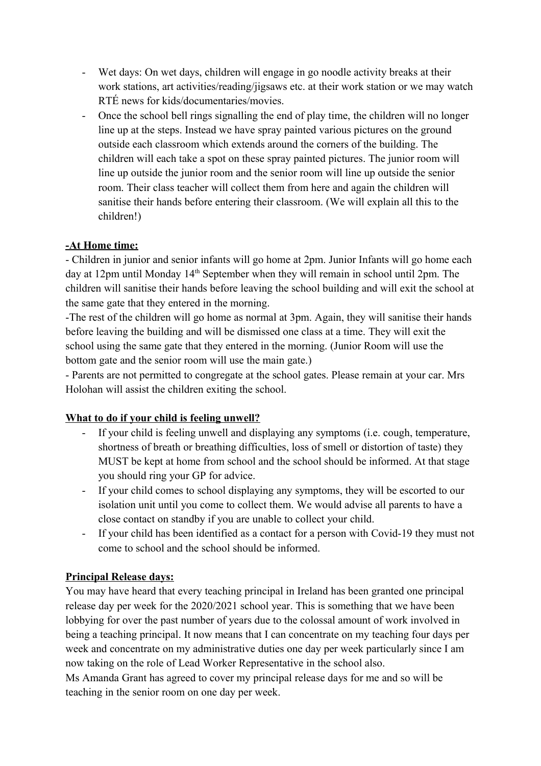- Wet days: On wet days, children will engage in go noodle activity breaks at their work stations, art activities/reading/jigsaws etc. at their work station or we may watch RTÉ news for kids/documentaries/movies.
- Once the school bell rings signalling the end of play time, the children will no longer line up at the steps. Instead we have spray painted various pictures on the ground outside each classroom which extends around the corners of the building. The children will each take a spot on these spray painted pictures. The junior room will line up outside the junior room and the senior room will line up outside the senior room. Their class teacher will collect them from here and again the children will sanitise their hands before entering their classroom. (We will explain all this to the children!)

**-At Home time:**

- Children in junior and senior infants will go home at 2pm. Junior Infants will go home each day at 12pm until Monday 14th September when they will remain in school until 2pm. The children will sanitise their hands before leaving the school building and will exit the school at the same gate that they entered in the morning.

-The rest of the children will go home as normal at 3pm. Again, they will sanitise their hands before leaving the building and will be dismissed one class at a time. They will exit the school using the same gate that they entered in the morning. (Junior Room will use the bottom gate and the senior room will use the main gate.)

- Parents are not permitted to congregate at the school gates. Please remain at your car. Mrs Holohan will assist the children exiting the school.

**What to do if your child is feeling unwell?**

- If your child is feeling unwell and displaying any symptoms (i.e. cough, temperature, shortness of breath or breathing difficulties, loss of smell or distortion of taste) they MUST be kept at home from school and the school should be informed. At that stage you should ring your GP for advice.
- If your child comes to school displaying any symptoms, they will be escorted to our isolation unit until you come to collect them. We would advise all parents to have a close contact on standby if you are unable to collect your child.
- If your child has been identified as a contact for a person with Covid-19 they must not come to school and the school should be informed.

**Principal Release days:**

You may have heard that every teaching principal in Ireland has been granted one principal release day per week for the 2020/2021 school year. This is something that we have been lobbying for over the past number of years due to the colossal amount of work involved in being a teaching principal. It now means that I can concentrate on my teaching four days per week and concentrate on my administrative duties one day per week particularly since I am now taking on the role of Lead Worker Representative in the school also.

Ms Amanda Grant has agreed to cover my principal release days for me and so will be teaching in the senior room on one day per week.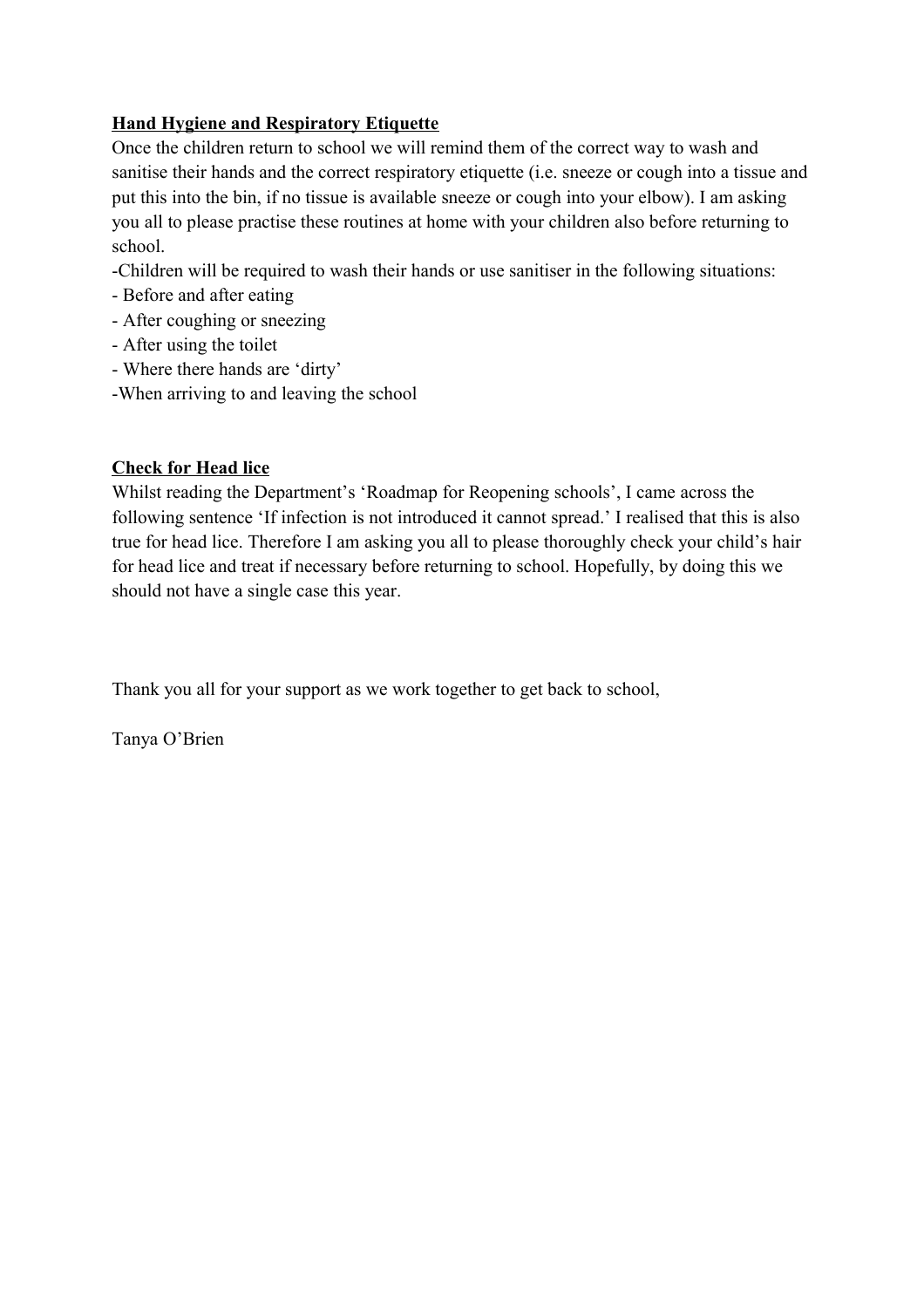**Hand Hygiene and Respiratory Etiquette**

Once the children return to school we will remind them of the correct way to wash and sanitise their hands and the correct respiratory etiquette (i.e. sneeze or cough into a tissue and put this into the bin, if no tissue is available sneeze or cough into your elbow). I am asking you all to please practise these routines at home with your children also before returning to school.

-Children will be required to wash their hands or use sanitiser in the following situations:
- Before and after eating
- After coughing or sneezing
- After using the toilet
- Where there hands are 'dirty'
-When arriving to and leaving the school

**Check for Head lice**

Whilst reading the Department's 'Roadmap for Reopening schools', I came across the following sentence 'If infection is not introduced it cannot spread.' I realised that this is also true for head lice. Therefore I am asking you all to please thoroughly check your child's hair for head lice and treat if necessary before returning to school. Hopefully, by doing this we should not have a single case this year.

Thank you all for your support as we work together to get back to school,

Tanya O'Brien